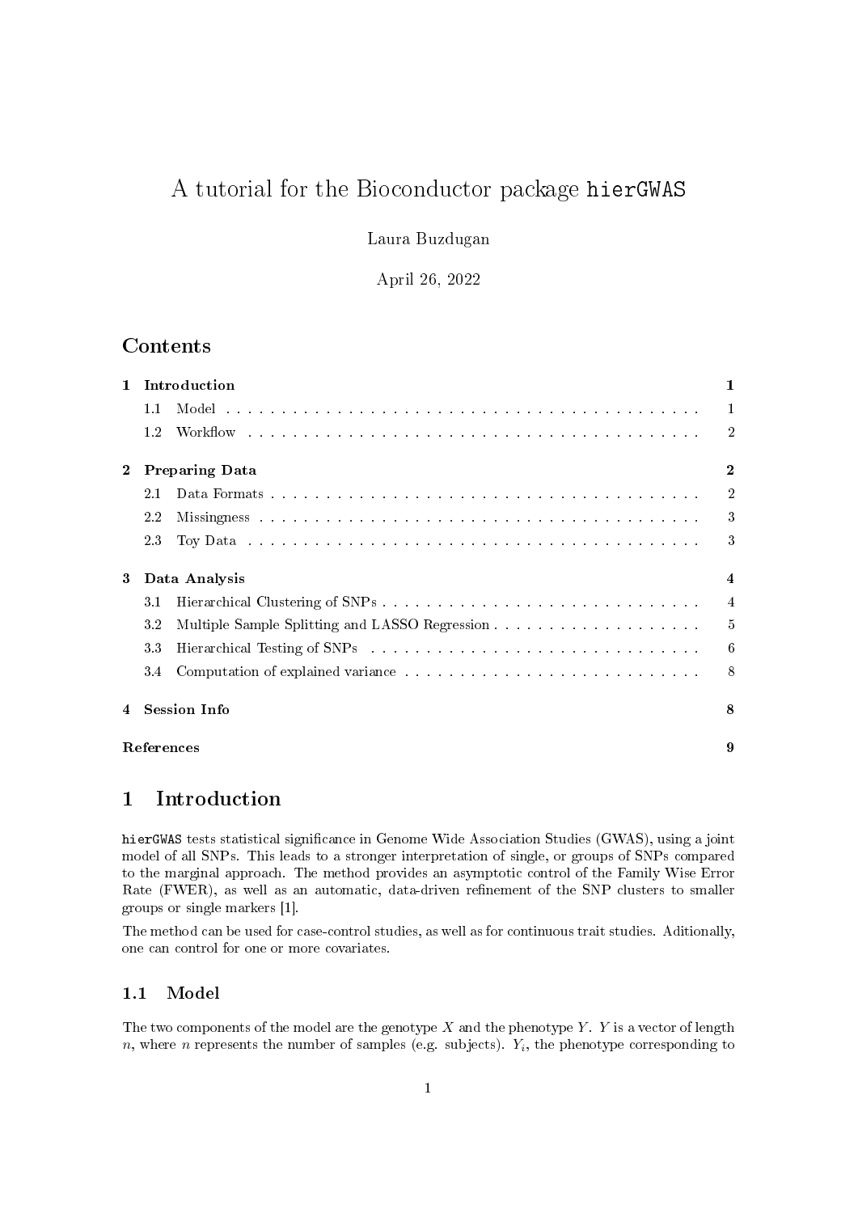# A tutorial for the Bioconductor package `hierGWAS`

Laura Buzdugan

April 26, 2022

## Contents

| | | |
|---|---|---|
| **1** | **Introduction** | **1** |
| 1.1 | Model | 1 |
| 1.2 | Workflow | 2 |
| **2** | **Preparing Data** | **2** |
| 2.1 | Data Formats | 2 |
| 2.2 | Missingness | 3 |
| 2.3 | Toy Data | 3 |
| **3** | **Data Analysis** | **4** |
| 3.1 | Hierarchical Clustering of SNPs | 4 |
| 3.2 | Multiple Sample Splitting and LASSO Regression | 5 |
| 3.3 | Hierarchical Testing of SNPs | 6 |
| 3.4 | Computation of explained variance | 8 |
| **4** | **Session Info** | **8** |
| | **References** | **9** |

## 1 Introduction

`hierGWAS` tests statistical significance in Genome Wide Association Studies (GWAS), using a joint model of all SNPs. This leads to a stronger interpretation of single, or groups of SNPs compared to the marginal approach. The method provides an asymptotic control of the Family Wise Error Rate (FWER), as well as an automatic, data-driven refinement of the SNP clusters to smaller groups or single markers [1].

The method can be used for case-control studies, as well as for continuous trait studies. Aditionally, one can control for one or more covariates.

### 1.1 Model

The two components of the model are the genotype $X$ and the phenotype $Y$. $Y$ is a vector of length $n$, where $n$ represents the number of samples (e.g. subjects). $Y_i$, the phenotype corresponding to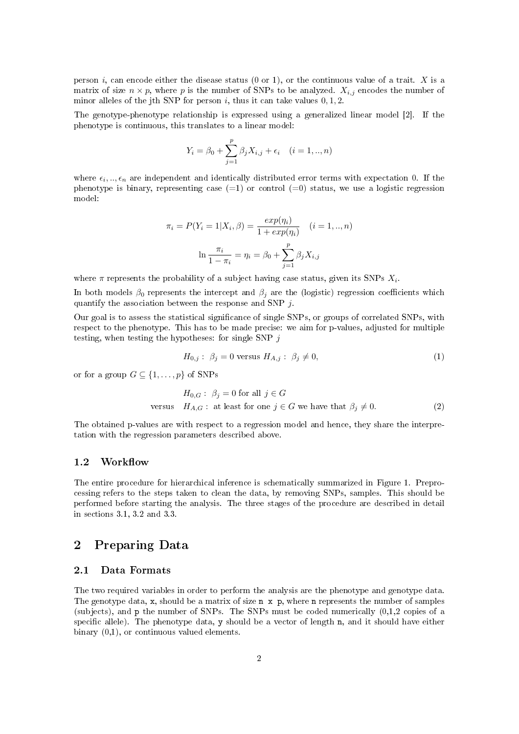person $i$, can encode either the disease status (0 or 1), or the continuous value of a trait. $X$ is a matrix of size $n \times p$, where $p$ is the number of SNPs to be analyzed. $X_{i,j}$ encodes the number of minor alleles of the jth SNP for person $i$, thus it can take values $0, 1, 2$.

The genotype-phenotype relationship is expressed using a generalized linear model [2]. If the phenotype is continuous, this translates to a linear model:

$$Y_i = \beta_0 + \sum_{j=1}^{p} \beta_j X_{i,j} + \epsilon_i \quad (i = 1, .., n)$$

where $\epsilon_i, .., \epsilon_n$ are independent and identically distributed error terms with expectation 0. If the phenotype is binary, representing case (=1) or control (=0) status, we use a logistic regression model:

$$\pi_i = P(Y_i = 1 | X_i, \beta) = \frac{exp(\eta_i)}{1 + exp(\eta_i)} \quad (i = 1, .., n)$$

$$\ln \frac{\pi_i}{1 - \pi_i} = \eta_i = \beta_0 + \sum_{j=1}^{p} \beta_j X_{i,j}$$

where $\pi$ represents the probability of a subject having case status, given its SNPs $X_i$.

In both models $\beta_0$ represents the intercept and $\beta_j$ are the (logistic) regression coefficients which quantify the association between the response and SNP $j$.

Our goal is to assess the statistical significance of single SNPs, or groups of correlated SNPs, with respect to the phenotype. This has to be made precise: we aim for p-values, adjusted for multiple testing, when testing the hypotheses: for single SNP $j$

$$H_{0,j}: \ \beta_j = 0 \text{ versus } H_{A,j}: \ \beta_j \neq 0, \tag{1}$$

or for a group $G \subseteq \{1, \ldots, p\}$ of SNPs

$$\begin{aligned} & H_{0,G}: \ \beta_j = 0 \text{ for all } j \in G \\ \text{versus} \quad & H_{A,G}: \ \text{at least for one } j \in G \text{ we have that } \beta_j \neq 0. \end{aligned} \tag{2}$$

The obtained p-values are with respect to a regression model and hence, they share the interpretation with the regression parameters described above.

### 1.2 Workflow

The entire procedure for hierarchical inference is schematically summarized in Figure 1. Preprocessing refers to the steps taken to clean the data, by removing SNPs, samples. This should be performed before starting the analysis. The three stages of the procedure are described in detail in sections 3.1, 3.2 and 3.3.

## 2 Preparing Data

### 2.1 Data Formats

The two required variables in order to perform the analysis are the phenotype and genotype data. The genotype data, `x`, should be a matrix of size `n x p`, where `n` represents the number of samples (subjects), and `p` the number of SNPs. The SNPs must be coded numerically (0,1,2 copies of a specific allele). The phenotype data, `y` should be a vector of length `n`, and it should have either binary (0,1), or continuous valued elements.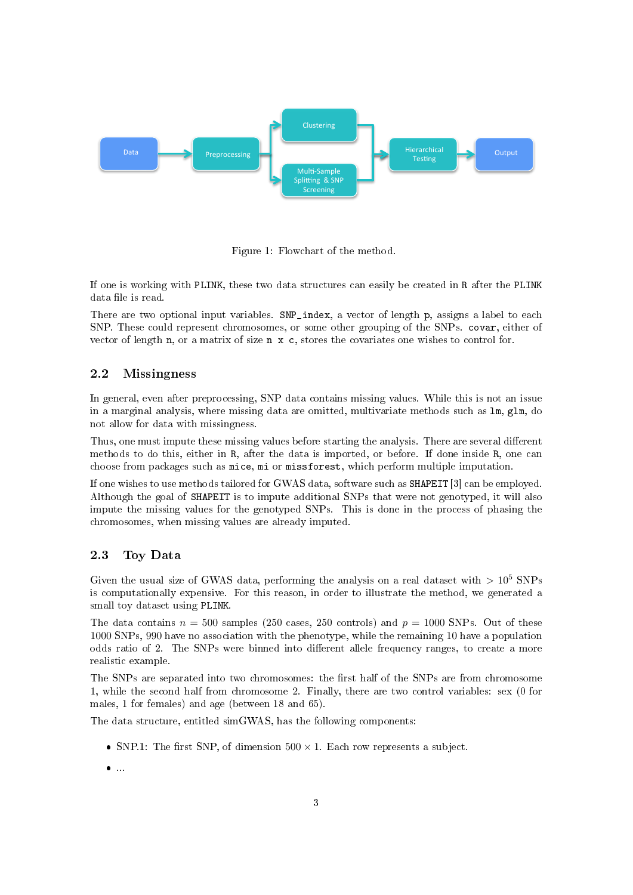Figure 1: Flowchart of the method.

If one is working with `PLINK`, these two data structures can easily be created in `R` after the `PLINK` data file is read.

There are two optional input variables. `SNP_index`, a vector of length `p`, assigns a label to each SNP. These could represent chromosomes, or some other grouping of the SNPs. `covar`, either of vector of length `n`, or a matrix of size `n x c`, stores the covariates one wishes to control for.

## 2.2 Missingness

In general, even after preprocessing, SNP data contains missing values. While this is not an issue in a marginal analysis, where missing data are omitted, multivariate methods such as `lm`, `glm`, do not allow for data with missingness.

Thus, one must impute these missing values before starting the analysis. There are several different methods to do this, either in `R`, after the data is imported, or before. If done inside `R`, one can choose from packages such as `mice`, `mi` or `missforest`, which perform multiple imputation.

If one wishes to use methods tailored for GWAS data, software such as `SHAPEIT` [3] can be employed. Although the goal of `SHAPEIT` is to impute additional SNPs that were not genotyped, it will also impute the missing values for the genotyped SNPs. This is done in the process of phasing the chromosomes, when missing values are already imputed.

## 2.3 Toy Data

Given the usual size of GWAS data, performing the analysis on a real dataset with $> 10^5$ SNPs is computationally expensive. For this reason, in order to illustrate the method, we generated a small toy dataset using `PLINK`.

The data contains $n = 500$ samples (250 cases, 250 controls) and $p = 1000$ SNPs. Out of these 1000 SNPs, 990 have no association with the phenotype, while the remaining 10 have a population odds ratio of 2. The SNPs were binned into different allele frequency ranges, to create a more realistic example.

The SNPs are separated into two chromosomes: the first half of the SNPs are from chromosome 1, while the second half from chromosome 2. Finally, there are two control variables: sex (0 for males, 1 for females) and age (between 18 and 65).

The data structure, entitled simGWAS, has the following components:

- SNP.1: The first SNP, of dimension $500 \times 1$. Each row represents a subject.
- ...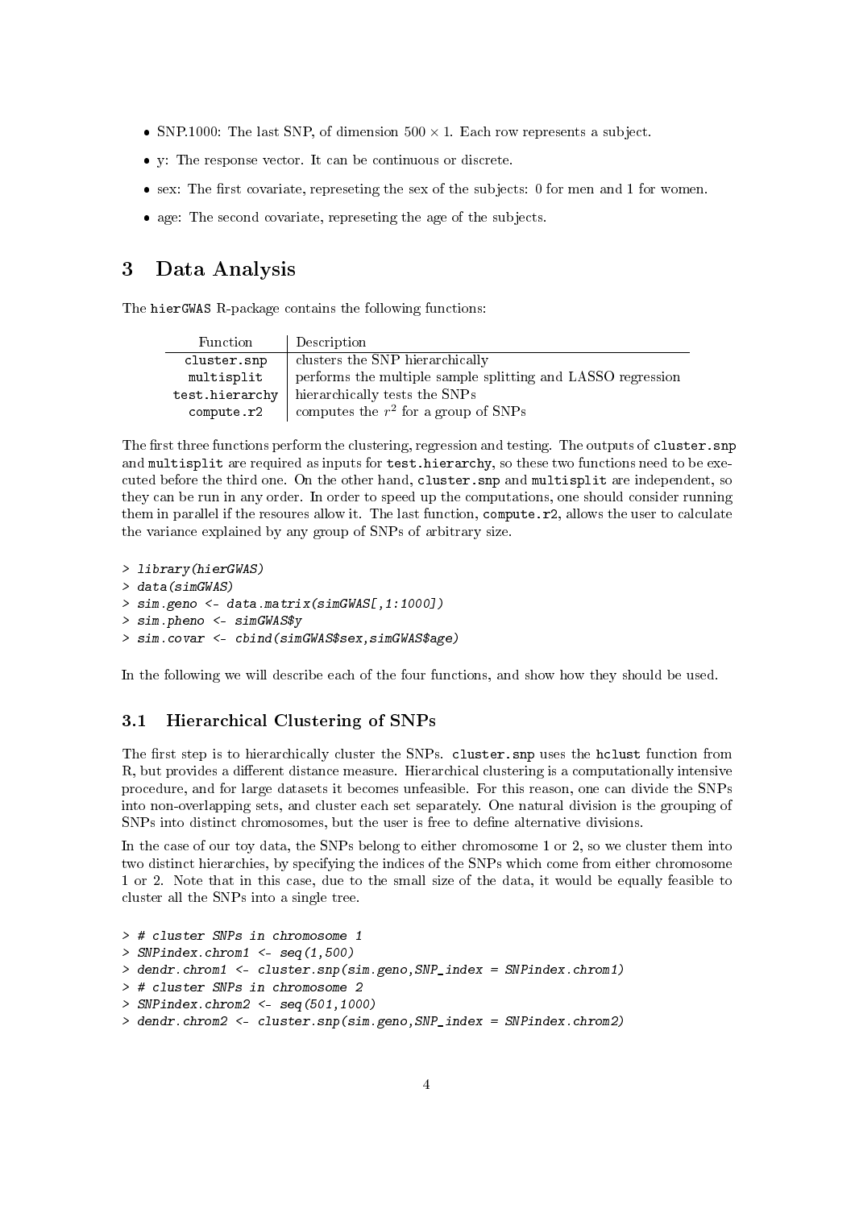- SNP.1000: The last SNP, of dimension $500 \times 1$. Each row represents a subject.
- y: The response vector. It can be continuous or discrete.
- sex: The first covariate, represeting the sex of the subjects: 0 for men and 1 for women.
- age: The second covariate, represeting the age of the subjects.

# 3 Data Analysis

The hierGWAS R-package contains the following functions:

| Function | Description |
|---|---|
| cluster.snp | clusters the SNP hierarchically |
| multisplit | performs the multiple sample splitting and LASSO regression |
| test.hierarchy | hierarchically tests the SNPs |
| compute.r2 | computes the $r^2$ for a group of SNPs |

The first three functions perform the clustering, regression and testing. The outputs of cluster.snp and multisplit are required as inputs for test.hierarchy, so these two functions need to be executed before the third one. On the other hand, cluster.snp and multisplit are independent, so they can be run in any order. In order to speed up the computations, one should consider running them in parallel if the resoures allow it. The last function, compute.r2, allows the user to calculate the variance explained by any group of SNPs of arbitrary size.

```
> library(hierGWAS)
> data(simGWAS)
> sim.geno <- data.matrix(simGWAS[,1:1000])
> sim.pheno <- simGWAS$y
> sim.covar <- cbind(simGWAS$sex,simGWAS$age)
```

In the following we will describe each of the four functions, and show how they should be used.

## 3.1 Hierarchical Clustering of SNPs

The first step is to hierarchically cluster the SNPs. cluster.snp uses the hclust function from R, but provides a different distance measure. Hierarchical clustering is a computationally intensive procedure, and for large datasets it becomes unfeasible. For this reason, one can divide the SNPs into non-overlapping sets, and cluster each set separately. One natural division is the grouping of SNPs into distinct chromosomes, but the user is free to define alternative divisions.

In the case of our toy data, the SNPs belong to either chromosome 1 or 2, so we cluster them into two distinct hierarchies, by specifying the indices of the SNPs which come from either chromosome 1 or 2. Note that in this case, due to the small size of the data, it would be equally feasible to cluster all the SNPs into a single tree.

```
> # cluster SNPs in chromosome 1
> SNPindex.chrom1 <- seq(1,500)
> dendr.chrom1 <- cluster.snp(sim.geno,SNP_index = SNPindex.chrom1)
> # cluster SNPs in chromosome 2
> SNPindex.chrom2 <- seq(501,1000)
> dendr.chrom2 <- cluster.snp(sim.geno,SNP_index = SNPindex.chrom2)
```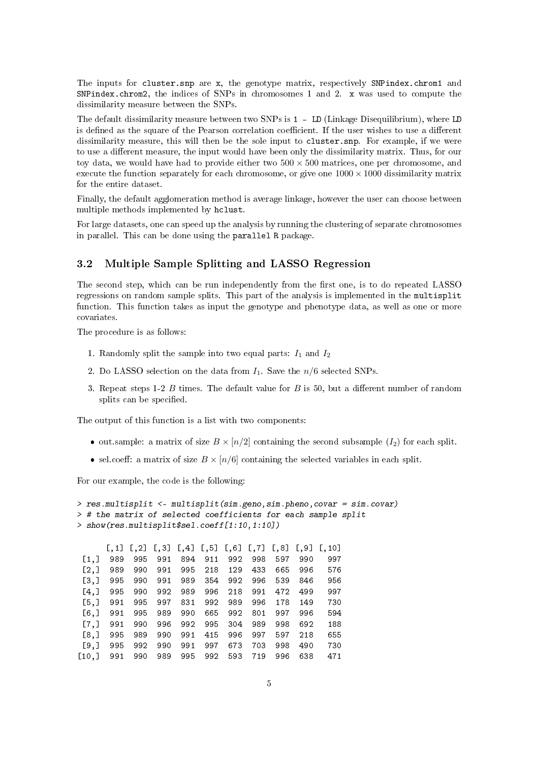The inputs for `cluster.snp` are `x`, the genotype matrix, respectively `SNPindex.chrom1` and `SNPindex.chrom2`, the indices of SNPs in chromosomes 1 and 2. `x` was used to compute the dissimilarity measure between the SNPs.

The default dissimilarity measure between two SNPs is `1 - LD` (Linkage Disequilibrium), where `LD` is defined as the square of the Pearson correlation coefficient. If the user wishes to use a different dissimilarity measure, this will then be the sole input to `cluster.snp`. For example, if we were to use a different measure, the input would have been only the dissimilarity matrix. Thus, for our toy data, we would have had to provide either two $500 \times 500$ matrices, one per chromosome, and execute the function separately for each chromosome, or give one $1000 \times 1000$ dissimilarity matrix for the entire dataset.

Finally, the default agglomeration method is average linkage, however the user can choose between multiple methods implemented by `hclust`.

For large datasets, one can speed up the analysis by running the clustering of separate chromosomes in parallel. This can be done using the `parallel` R package.

## 3.2 Multiple Sample Splitting and LASSO Regression

The second step, which can be run independently from the first one, is to do repeated LASSO regressions on random sample splits. This part of the analysis is implemented in the `multisplit` function. This function takes as input the genotype and phenotype data, as well as one or more covariates.

The procedure is as follows:

1. Randomly split the sample into two equal parts: $I_1$ and $I_2$
2. Do LASSO selection on the data from $I_1$. Save the $n/6$ selected SNPs.
3. Repeat steps 1-2 $B$ times. The default value for $B$ is 50, but a different number of random splits can be specified.

The output of this function is a list with two components:

- out.sample: a matrix of size $B \times [n/2]$ containing the second subsample ($I_2$) for each split.
- sel.coeff: a matrix of size $B \times [n/6]$ containing the selected variables in each split.

For our example, the code is the following:

```
> res.multisplit <- multisplit(sim.geno,sim.pheno,covar = sim.covar)
> # the matrix of selected coefficients for each sample split
> show(res.multisplit$sel.coeff[1:10,1:10])

      [,1] [,2] [,3] [,4] [,5] [,6] [,7] [,8] [,9] [,10]
 [1,]  989  995  991  894  911  992  998  597  990   997
 [2,]  989  990  991  995  218  129  433  665  996   576
 [3,]  995  990  991  989  354  992  996  539  846   956
 [4,]  995  990  992  989  996  218  991  472  499   997
 [5,]  991  995  997  831  992  989  996  178  149   730
 [6,]  991  995  989  990  665  992  801  997  996   594
 [7,]  991  990  996  992  995  304  989  998  692   188
 [8,]  995  989  990  991  415  996  997  597  218   655
 [9,]  995  992  990  991  997  673  703  998  490   730
[10,]  991  990  989  995  992  593  719  996  638   471
```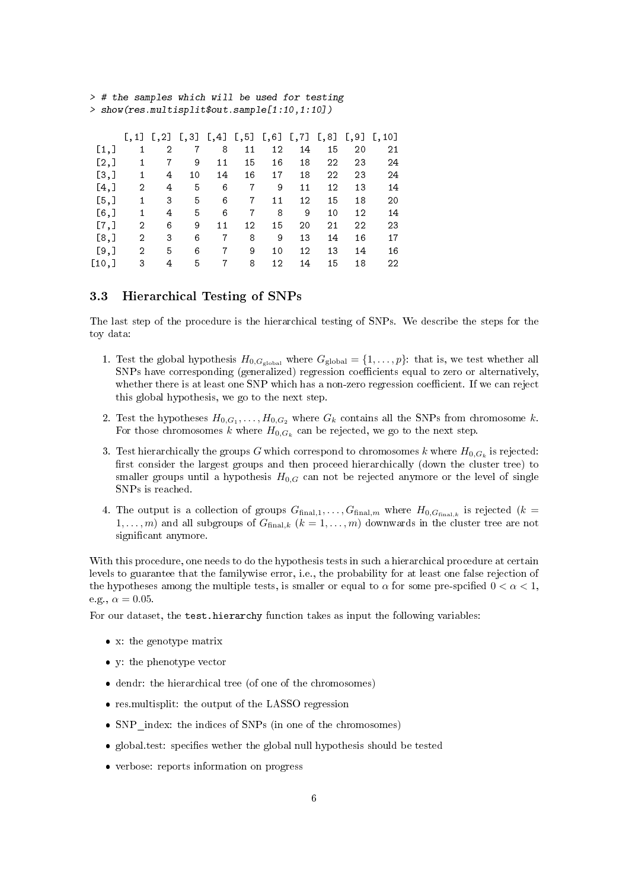```
> # the samples which will be used for testing
> show(res.multisplit$out.sample[1:10,1:10])

      [,1] [,2] [,3] [,4] [,5] [,6] [,7] [,8] [,9] [,10]
 [1,]    1    2    7    8   11   12   14   15   20    21
 [2,]    1    7    9   11   15   16   18   22   23    24
 [3,]    1    4   10   14   16   17   18   22   23    24
 [4,]    2    4    5    6    7    9   11   12   13    14
 [5,]    1    3    5    6    7   11   12   15   18    20
 [6,]    1    4    5    6    7    8    9   10   12    14
 [7,]    2    6    9   11   12   15   20   21   22    23
 [8,]    2    3    6    7    8    9   13   14   16    17
 [9,]    2    5    6    7    9   10   12   13   14    16
[10,]    3    4    5    7    8   12   14   15   18    22
```

### 3.3 Hierarchical Testing of SNPs

The last step of the procedure is the hierarchical testing of SNPs. We describe the steps for the toy data:

1. Test the global hypothesis $H_{0,G_{\text{global}}}$ where $G_{\text{global}} = \{1, \ldots, p\}$: that is, we test whether all SNPs have corresponding (generalized) regression coefficients equal to zero or alternatively, whether there is at least one SNP which has a non-zero regression coefficient. If we can reject this global hypothesis, we go to the next step.

2. Test the hypotheses $H_{0,G_1}, \ldots, H_{0,G_2}$ where $G_k$ contains all the SNPs from chromosome $k$. For those chromosomes $k$ where $H_{0,G_k}$ can be rejected, we go to the next step.

3. Test hierarchically the groups $G$ which correspond to chromosomes $k$ where $H_{0,G_k}$ is rejected: first consider the largest groups and then proceed hierarchically (down the cluster tree) to smaller groups until a hypothesis $H_{0,G}$ can not be rejected anymore or the level of single SNPs is reached.

4. The output is a collection of groups $G_{\text{final},1}, \ldots, G_{\text{final},m}$ where $H_{0,G_{\text{final},k}}$ is rejected ($k = 1, \ldots, m$) and all subgroups of $G_{\text{final},k}$ ($k = 1, \ldots, m$) downwards in the cluster tree are not significant anymore.

With this procedure, one needs to do the hypothesis tests in such a hierarchical procedure at certain levels to guarantee that the familywise error, i.e., the probability for at least one false rejection of the hypotheses among the multiple tests, is smaller or equal to $\alpha$ for some pre-spcified $0 < \alpha < 1$, e.g., $\alpha = 0.05$.

For our dataset, the `test.hierarchy` function takes as input the following variables:

- x: the genotype matrix
- y: the phenotype vector
- dendr: the hierarchical tree (of one of the chromosomes)
- res.multisplit: the output of the LASSO regression
- SNP_index: the indices of SNPs (in one of the chromosomes)
- global.test: specifies wether the global null hypothesis should be tested
- verbose: reports information on progress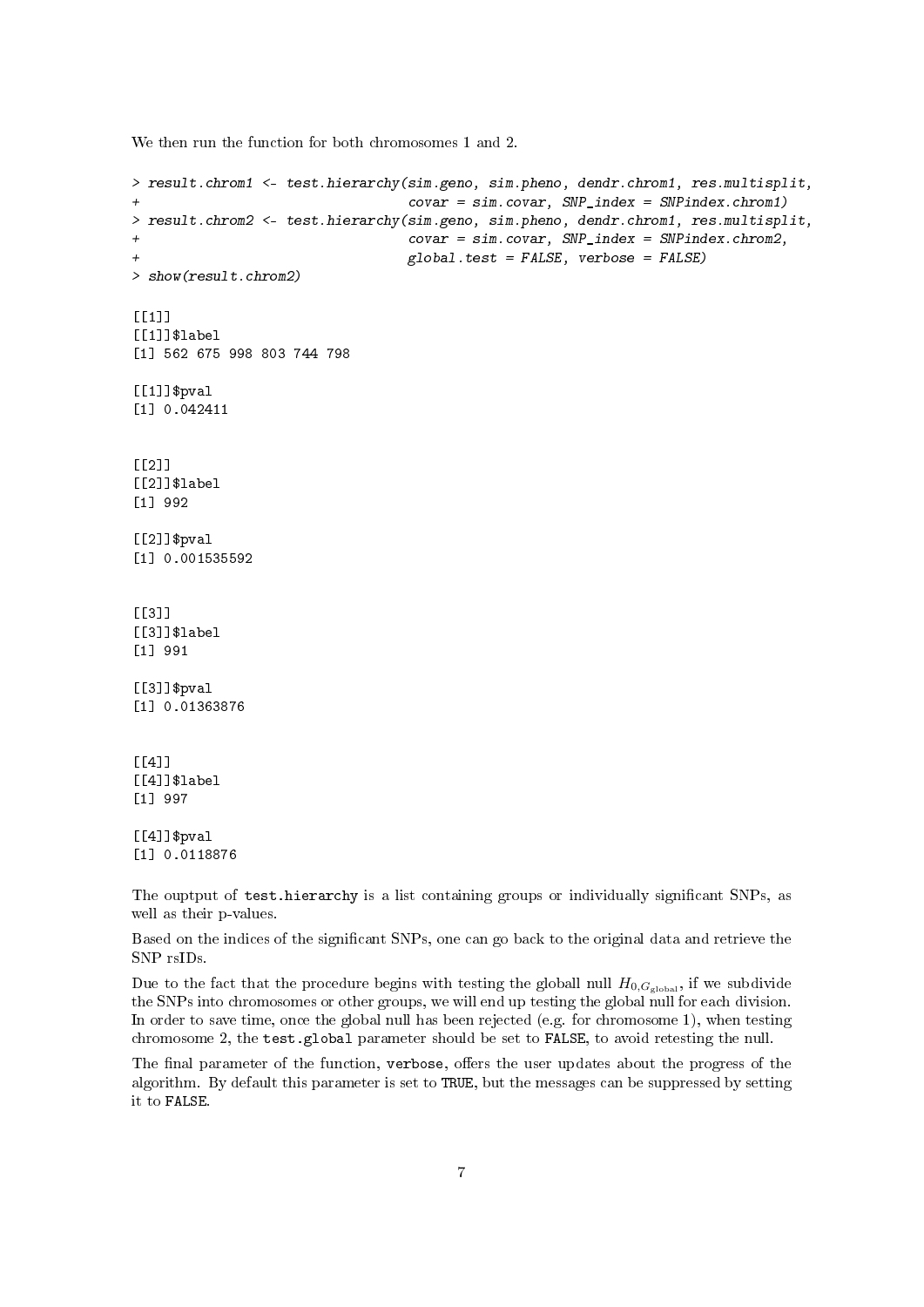We then run the function for both chromosomes 1 and 2.

```
> result.chrom1 <- test.hierarchy(sim.geno, sim.pheno, dendr.chrom1, res.multisplit,
+                                 covar = sim.covar, SNP_index = SNPindex.chrom1)
> result.chrom2 <- test.hierarchy(sim.geno, sim.pheno, dendr.chrom1, res.multisplit,
+                                 covar = sim.covar, SNP_index = SNPindex.chrom2,
+                                 global.test = FALSE, verbose = FALSE)
> show(result.chrom2)

[[1]]
[[1]]$label
[1] 562 675 998 803 744 798

[[1]]$pval
[1] 0.042411


[[2]]
[[2]]$label
[1] 992

[[2]]$pval
[1] 0.001535592


[[3]]
[[3]]$label
[1] 991

[[3]]$pval
[1] 0.01363876


[[4]]
[[4]]$label
[1] 997

[[4]]$pval
[1] 0.0118876
```

The ouptput of `test.hierarchy` is a list containing groups or individually significant SNPs, as well as their p-values.

Based on the indices of the significant SNPs, one can go back to the original data and retrieve the SNP rsIDs.

Due to the fact that the procedure begins with testing the globall null $H_{0,G_{\text{global}}}$, if we subdivide the SNPs into chromosomes or other groups, we will end up testing the global null for each division. In order to save time, once the global null has been rejected (e.g. for chromosome 1), when testing chromosome 2, the `test.global` parameter should be set to `FALSE`, to avoid retesting the null.

The final parameter of the function, `verbose`, offers the user updates about the progress of the algorithm. By default this parameter is set to `TRUE`, but the messages can be suppressed by setting it to `FALSE`.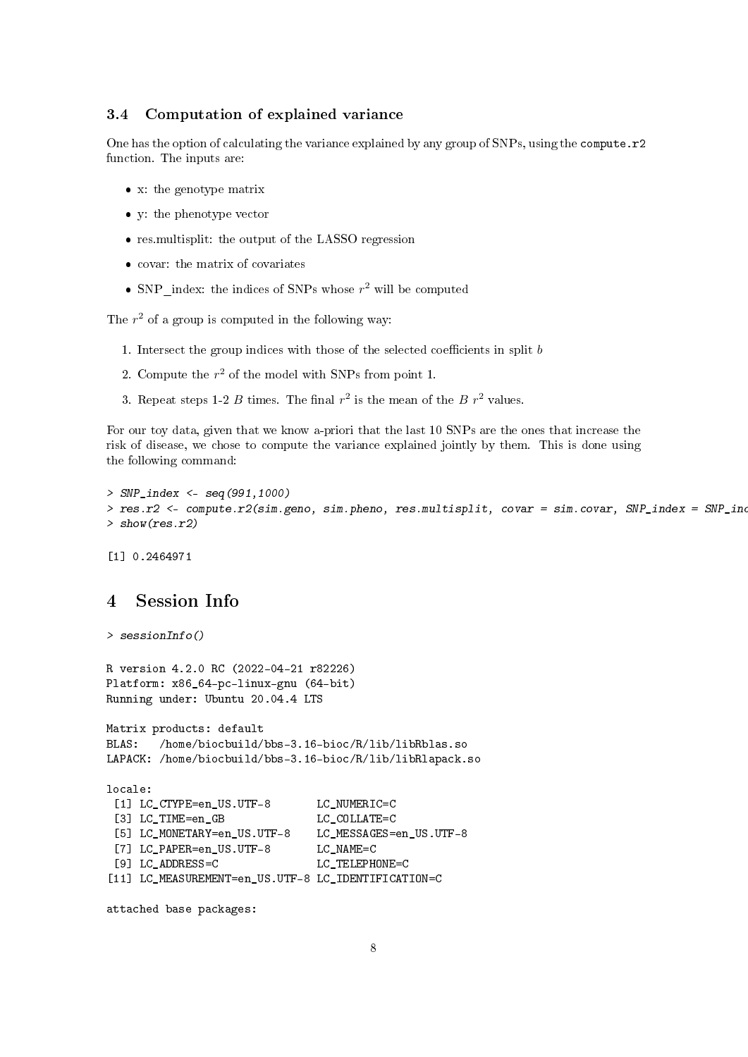### 3.4 Computation of explained variance

One has the option of calculating the variance explained by any group of SNPs, using the `compute.r2` function. The inputs are:

- x: the genotype matrix
- y: the phenotype vector
- res.multisplit: the output of the LASSO regression
- covar: the matrix of covariates
- SNP_index: the indices of SNPs whose $r^2$ will be computed

The $r^2$ of a group is computed in the following way:

1. Intersect the group indices with those of the selected coefficients in split $b$
2. Compute the $r^2$ of the model with SNPs from point 1.
3. Repeat steps 1-2 $B$ times. The final $r^2$ is the mean of the $B$ $r^2$ values.

For our toy data, given that we know a-priori that the last 10 SNPs are the ones that increase the risk of disease, we chose to compute the variance explained jointly by them. This is done using the following command:

```
> SNP_index <- seq(991,1000)
> res.r2 <- compute.r2(sim.geno, sim.pheno, res.multisplit, covar = sim.covar, SNP_index = SNP_inc
> show(res.r2)

[1] 0.2464971
```

# 4 Session Info

```
> sessionInfo()

R version 4.2.0 RC (2022-04-21 r82226)
Platform: x86_64-pc-linux-gnu (64-bit)
Running under: Ubuntu 20.04.4 LTS

Matrix products: default
BLAS:   /home/biocbuild/bbs-3.16-bioc/R/lib/libRblas.so
LAPACK: /home/biocbuild/bbs-3.16-bioc/R/lib/libRlapack.so

locale:
 [1] LC_CTYPE=en_US.UTF-8       LC_NUMERIC=C
 [3] LC_TIME=en_GB              LC_COLLATE=C
 [5] LC_MONETARY=en_US.UTF-8    LC_MESSAGES=en_US.UTF-8
 [7] LC_PAPER=en_US.UTF-8       LC_NAME=C
 [9] LC_ADDRESS=C               LC_TELEPHONE=C
[11] LC_MEASUREMENT=en_US.UTF-8 LC_IDENTIFICATION=C

attached base packages:
```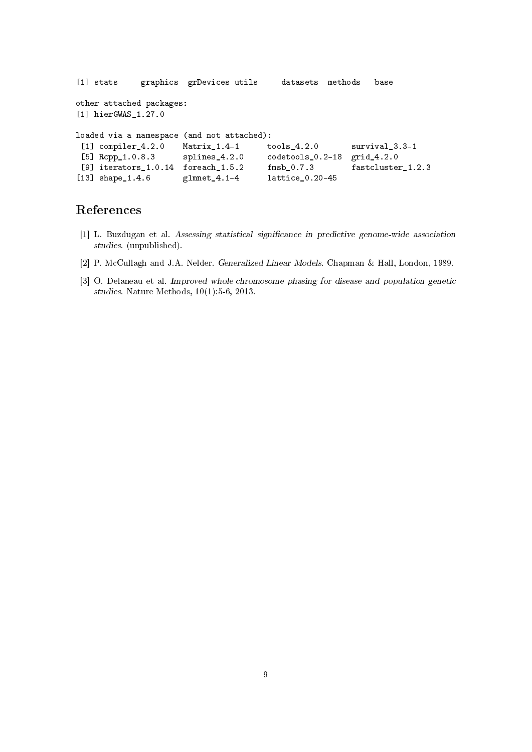```
[1] stats     graphics  grDevices utils     datasets  methods   base

other attached packages:
[1] hierGWAS_1.27.0

loaded via a namespace (and not attached):
 [1] compiler_4.2.0    Matrix_1.4-1      tools_4.2.0       survival_3.3-1
 [5] Rcpp_1.0.8.3      splines_4.2.0     codetools_0.2-18  grid_4.2.0
 [9] iterators_1.0.14  foreach_1.5.2     fmsb_0.7.3        fastcluster_1.2.3
[13] shape_1.4.6       glmnet_4.1-4      lattice_0.20-45
```

# References

[1] L. Buzdugan et al. *Assessing statistical significance in predictive genome-wide association studies*. (unpublished).

[2] P. McCullagh and J.A. Nelder. *Generalized Linear Models*. Chapman & Hall, London, 1989.

[3] O. Delaneau et al. *Improved whole-chromosome phasing for disease and population genetic studies*. Nature Methods, 10(1):5-6, 2013.